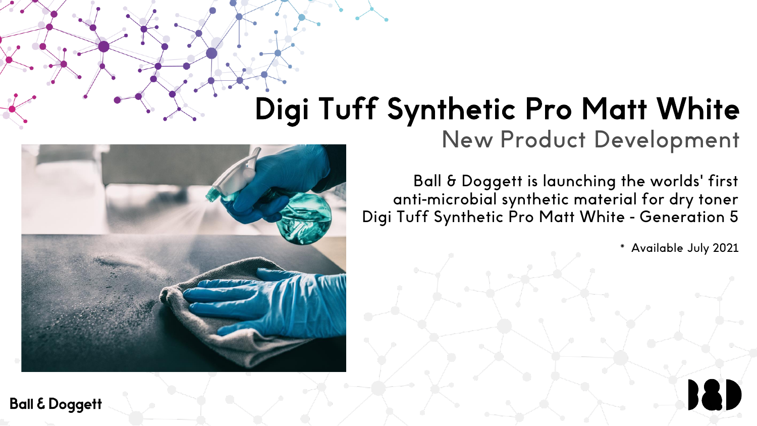# Digi Tuff Synthetic Pro Matt White

## New Product Development

Ball & Doggett is launching the worlds' first anti-microbial synthetic material for dry toner Digi Tuff Synthetic Pro Matt White - Generation 5

* Available July 2021

Ball & Doggett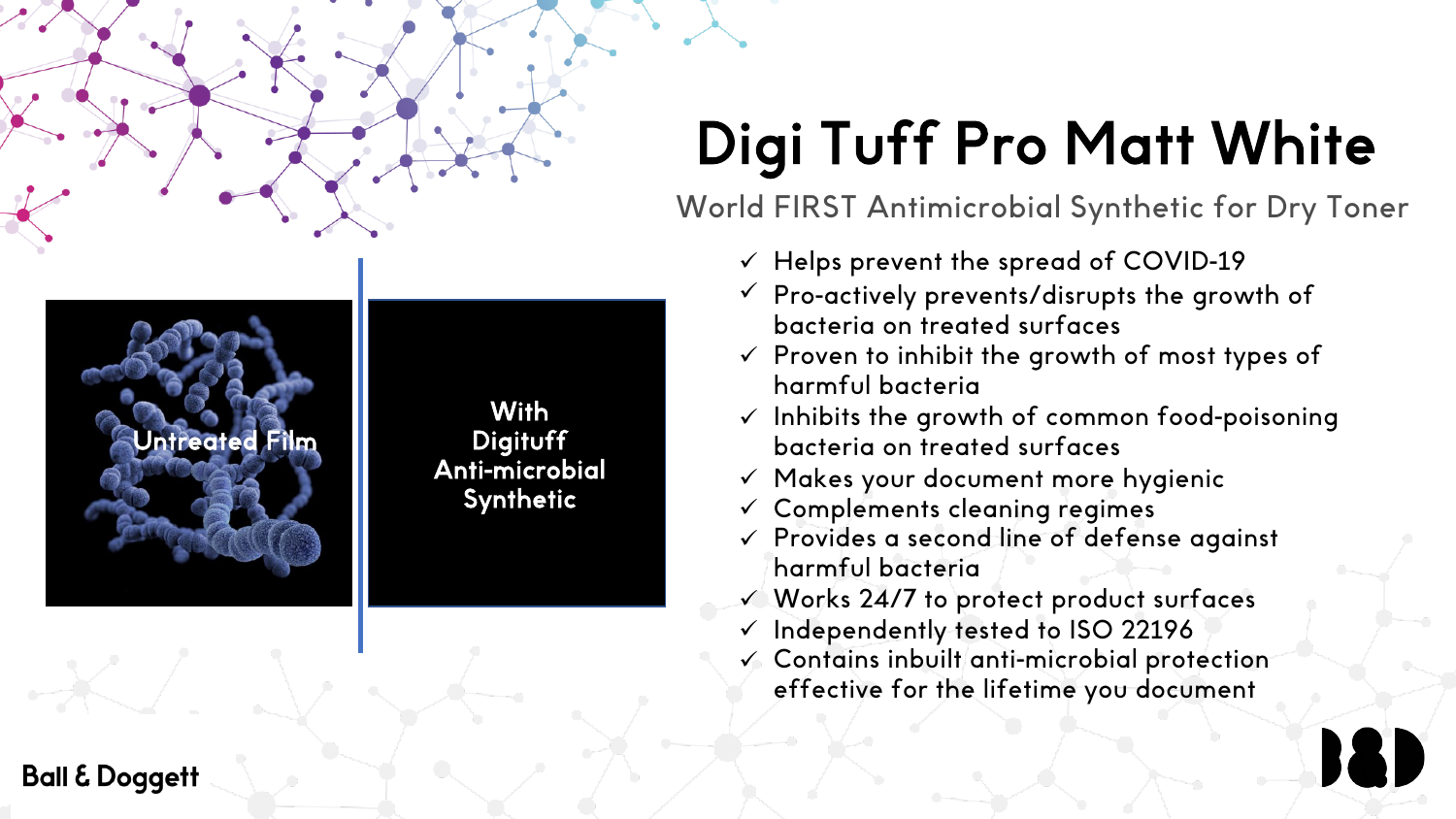# Digi Tuff Pro Matt White

World FIRST Antimicrobial Synthetic for Dry Toner

Untreated Film

With Digituff Anti-microbial Synthetic

- ✓ Helps prevent the spread of COVID-19
- ✓ Pro-actively prevents/disrupts the growth of bacteria on treated surfaces
- ✓ Proven to inhibit the growth of most types of harmful bacteria
- ✓ Inhibits the growth of common food-poisoning bacteria on treated surfaces
- ✓ Makes your document more hygienic
- ✓ Complements cleaning regimes
- ✓ Provides a second line of defense against harmful bacteria
- ✓ Works 24/7 to protect product surfaces
- ✓ Independently tested to ISO 22196
- ✓ Contains inbuilt anti-microbial protection effective for the lifetime you document

Ball & Doggett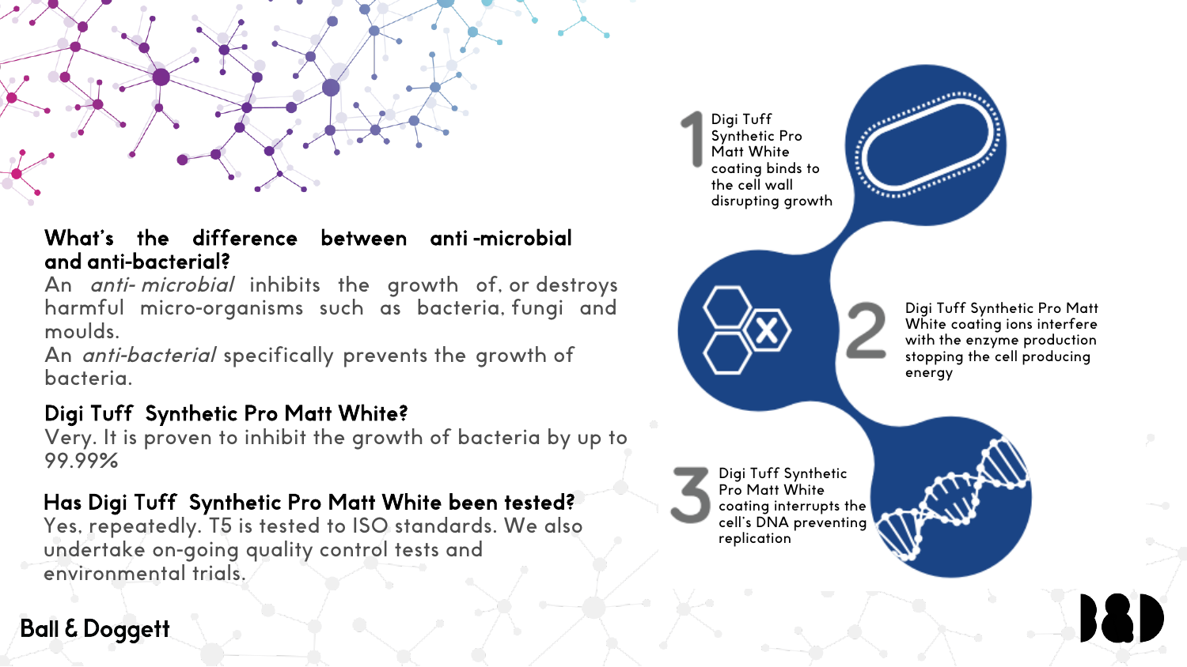**What's the difference between anti -microbial and anti-bacterial?**

An *anti- microbial* inhibits the growth of, or destroys harmful micro-organisms such as bacteria, fungi and moulds.

An *anti-bacterial* specifically prevents the growth of bacteria.

**Digi Tuff Synthetic Pro Matt White?**

Very. It is proven to inhibit the growth of bacteria by up to 99.99%

**Has Digi Tuff Synthetic Pro Matt White been tested?**

Yes, repeatedly. T5 is tested to ISO standards. We also undertake on-going quality control tests and environmental trials.

1. Digi Tuff Synthetic Pro Matt White coating binds to the cell wall disrupting growth
2. Digi Tuff Synthetic Pro Matt White coating ions interfere with the enzyme production stopping the cell producing energy
3. Digi Tuff Synthetic Pro Matt White coating interrupts the cell's DNA preventing replication

Ball & Doggett